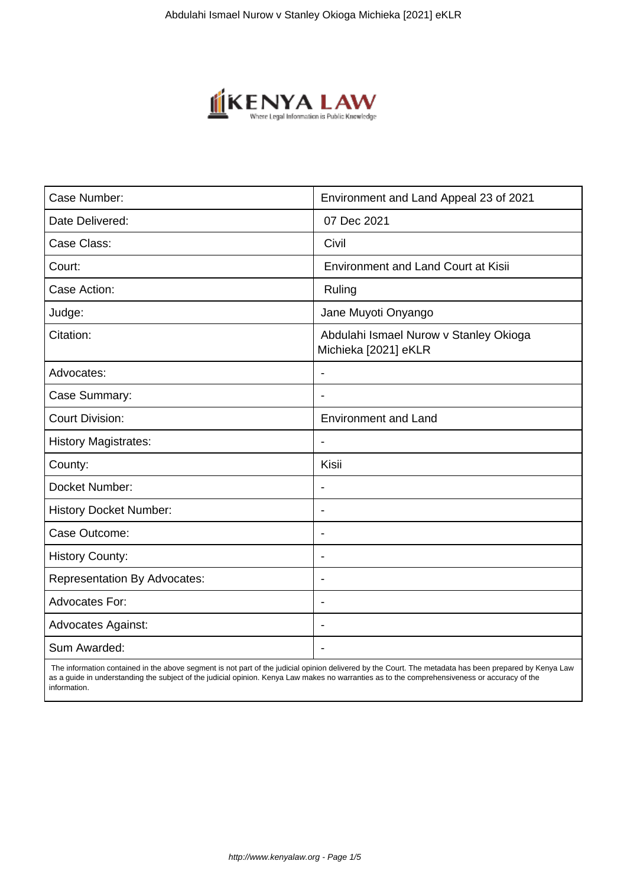| Case Number: | Environment and Land Appeal 23 of 2021 |
|---|---|
| Date Delivered: | 07 Dec 2021 |
| Case Class: | Civil |
| Court: | Environment and Land Court at Kisii |
| Case Action: | Ruling |
| Judge: | Jane Muyoti Onyango |
| Citation: | Abdulahi Ismael Nurow v Stanley Okioga Michieka [2021] eKLR |
| Advocates: | - |
| Case Summary: | - |
| Court Division: | Environment and Land |
| History Magistrates: | - |
| County: | Kisii |
| Docket Number: | - |
| History Docket Number: | - |
| Case Outcome: | - |
| History County: | - |
| Representation By Advocates: | - |
| Advocates For: | - |
| Advocates Against: | - |
| Sum Awarded: | - |

The information contained in the above segment is not part of the judicial opinion delivered by the Court. The metadata has been prepared by Kenya Law as a guide in understanding the subject of the judicial opinion. Kenya Law makes no warranties as to the comprehensiveness or accuracy of the information.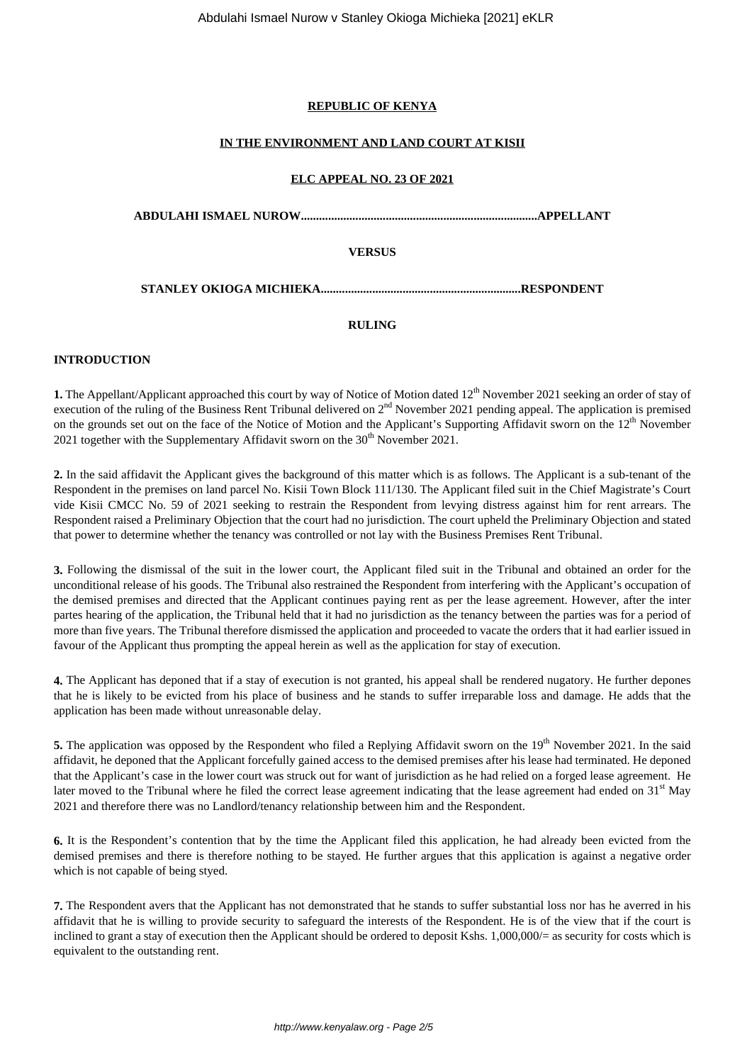**REPUBLIC OF KENYA**

**IN THE ENVIRONMENT AND LAND COURT AT KISII**

**ELC APPEAL NO. 23 OF 2021**

**ABDULAHI ISMAEL NUROW...........................................................................APPELLANT**

**VERSUS**

**STANLEY OKIOGA MICHIEKA.................................................................RESPONDENT**

**RULING**

**INTRODUCTION**

**1.** The Appellant/Applicant approached this court by way of Notice of Motion dated 12th November 2021 seeking an order of stay of execution of the ruling of the Business Rent Tribunal delivered on 2nd November 2021 pending appeal. The application is premised on the grounds set out on the face of the Notice of Motion and the Applicant's Supporting Affidavit sworn on the 12th November 2021 together with the Supplementary Affidavit sworn on the 30th November 2021.

**2.** In the said affidavit the Applicant gives the background of this matter which is as follows. The Applicant is a sub-tenant of the Respondent in the premises on land parcel No. Kisii Town Block 111/130. The Applicant filed suit in the Chief Magistrate's Court vide Kisii CMCC No. 59 of 2021 seeking to restrain the Respondent from levying distress against him for rent arrears. The Respondent raised a Preliminary Objection that the court had no jurisdiction. The court upheld the Preliminary Objection and stated that power to determine whether the tenancy was controlled or not lay with the Business Premises Rent Tribunal.

**3.** Following the dismissal of the suit in the lower court, the Applicant filed suit in the Tribunal and obtained an order for the unconditional release of his goods. The Tribunal also restrained the Respondent from interfering with the Applicant's occupation of the demised premises and directed that the Applicant continues paying rent as per the lease agreement. However, after the inter partes hearing of the application, the Tribunal held that it had no jurisdiction as the tenancy between the parties was for a period of more than five years. The Tribunal therefore dismissed the application and proceeded to vacate the orders that it had earlier issued in favour of the Applicant thus prompting the appeal herein as well as the application for stay of execution.

**4.** The Applicant has deponed that if a stay of execution is not granted, his appeal shall be rendered nugatory. He further depones that he is likely to be evicted from his place of business and he stands to suffer irreparable loss and damage. He adds that the application has been made without unreasonable delay.

**5.** The application was opposed by the Respondent who filed a Replying Affidavit sworn on the 19th November 2021. In the said affidavit, he deponed that the Applicant forcefully gained access to the demised premises after his lease had terminated. He deponed that the Applicant's case in the lower court was struck out for want of jurisdiction as he had relied on a forged lease agreement. He later moved to the Tribunal where he filed the correct lease agreement indicating that the lease agreement had ended on 31st May 2021 and therefore there was no Landlord/tenancy relationship between him and the Respondent.

**6.** It is the Respondent's contention that by the time the Applicant filed this application, he had already been evicted from the demised premises and there is therefore nothing to be stayed. He further argues that this application is against a negative order which is not capable of being styed.

**7.** The Respondent avers that the Applicant has not demonstrated that he stands to suffer substantial loss nor has he averred in his affidavit that he is willing to provide security to safeguard the interests of the Respondent. He is of the view that if the court is inclined to grant a stay of execution then the Applicant should be ordered to deposit Kshs. 1,000,000/= as security for costs which is equivalent to the outstanding rent.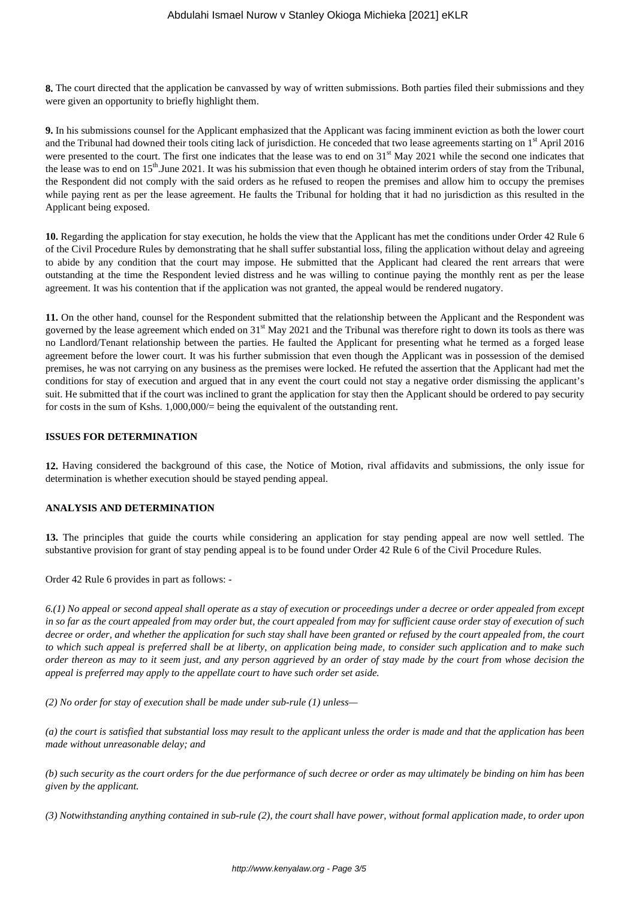**8.** The court directed that the application be canvassed by way of written submissions. Both parties filed their submissions and they were given an opportunity to briefly highlight them.

**9.** In his submissions counsel for the Applicant emphasized that the Applicant was facing imminent eviction as both the lower court and the Tribunal had downed their tools citing lack of jurisdiction. He conceded that two lease agreements starting on 1st April 2016 were presented to the court. The first one indicates that the lease was to end on 31st May 2021 while the second one indicates that the lease was to end on 15th.June 2021. It was his submission that even though he obtained interim orders of stay from the Tribunal, the Respondent did not comply with the said orders as he refused to reopen the premises and allow him to occupy the premises while paying rent as per the lease agreement. He faults the Tribunal for holding that it had no jurisdiction as this resulted in the Applicant being exposed.

**10.** Regarding the application for stay execution, he holds the view that the Applicant has met the conditions under Order 42 Rule 6 of the Civil Procedure Rules by demonstrating that he shall suffer substantial loss, filing the application without delay and agreeing to abide by any condition that the court may impose. He submitted that the Applicant had cleared the rent arrears that were outstanding at the time the Respondent levied distress and he was willing to continue paying the monthly rent as per the lease agreement. It was his contention that if the application was not granted, the appeal would be rendered nugatory.

**11.** On the other hand, counsel for the Respondent submitted that the relationship between the Applicant and the Respondent was governed by the lease agreement which ended on 31st May 2021 and the Tribunal was therefore right to down its tools as there was no Landlord/Tenant relationship between the parties. He faulted the Applicant for presenting what he termed as a forged lease agreement before the lower court. It was his further submission that even though the Applicant was in possession of the demised premises, he was not carrying on any business as the premises were locked. He refuted the assertion that the Applicant had met the conditions for stay of execution and argued that in any event the court could not stay a negative order dismissing the applicant's suit. He submitted that if the court was inclined to grant the application for stay then the Applicant should be ordered to pay security for costs in the sum of Kshs. 1,000,000/= being the equivalent of the outstanding rent.

**ISSUES FOR DETERMINATION**

**12.** Having considered the background of this case, the Notice of Motion, rival affidavits and submissions, the only issue for determination is whether execution should be stayed pending appeal.

**ANALYSIS AND DETERMINATION**

**13.** The principles that guide the courts while considering an application for stay pending appeal are now well settled. The substantive provision for grant of stay pending appeal is to be found under Order 42 Rule 6 of the Civil Procedure Rules.

Order 42 Rule 6 provides in part as follows: -

*6.(1) No appeal or second appeal shall operate as a stay of execution or proceedings under a decree or order appealed from except in so far as the court appealed from may order but, the court appealed from may for sufficient cause order stay of execution of such decree or order, and whether the application for such stay shall have been granted or refused by the court appealed from, the court to which such appeal is preferred shall be at liberty, on application being made, to consider such application and to make such order thereon as may to it seem just, and any person aggrieved by an order of stay made by the court from whose decision the appeal is preferred may apply to the appellate court to have such order set aside.*

*(2) No order for stay of execution shall be made under sub-rule (1) unless—*

*(a) the court is satisfied that substantial loss may result to the applicant unless the order is made and that the application has been made without unreasonable delay; and*

*(b) such security as the court orders for the due performance of such decree or order as may ultimately be binding on him has been given by the applicant.*

*(3) Notwithstanding anything contained in sub-rule (2), the court shall have power, without formal application made, to order upon*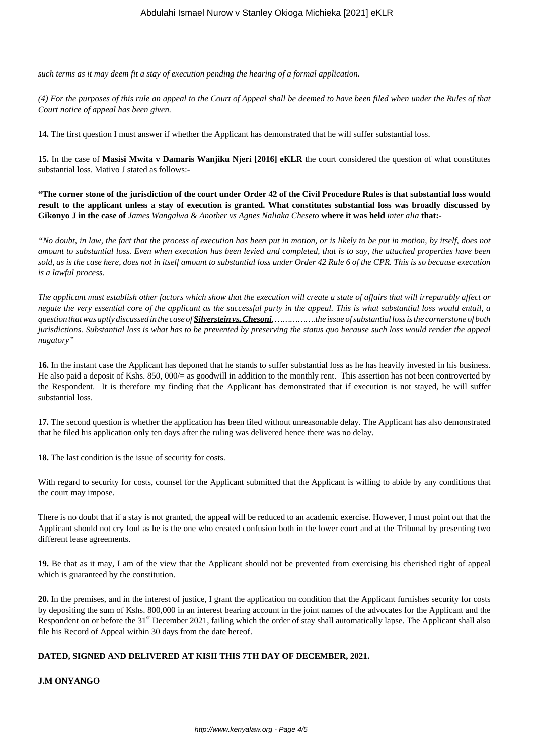*such terms as it may deem fit a stay of execution pending the hearing of a formal application.*

*(4) For the purposes of this rule an appeal to the Court of Appeal shall be deemed to have been filed when under the Rules of that Court notice of appeal has been given.*

**14.** The first question I must answer if whether the Applicant has demonstrated that he will suffer substantial loss.

**15.** In the case of **Masisi Mwita v Damaris Wanjiku Njeri [2016] eKLR** the court considered the question of what constitutes substantial loss. Mativo J stated as follows:-

**"The corner stone of the jurisdiction of the court under Order 42 of the Civil Procedure Rules is that substantial loss would result to the applicant unless a stay of execution is granted. What constitutes substantial loss was broadly discussed by Gikonyo J in the case of** *James Wangalwa & Another vs Agnes Naliaka Cheseto* **where it was held** *inter alia* **that:-**

*"No doubt, in law, the fact that the process of execution has been put in motion, or is likely to be put in motion, by itself, does not amount to substantial loss. Even when execution has been levied and completed, that is to say, the attached properties have been sold, as is the case here, does not in itself amount to substantial loss under Order 42 Rule 6 of the CPR. This is so because execution is a lawful process.*

*The applicant must establish other factors which show that the execution will create a state of affairs that will irreparably affect or negate the very essential core of the applicant as the successful party in the appeal. This is what substantial loss would entail, a question that was aptly discussed in the case of* ***Silverstein vs. Chesoni****,……………..the issue of substantial loss is the cornerstone of both jurisdictions. Substantial loss is what has to be prevented by preserving the status quo because such loss would render the appeal nugatory"*

**16.** In the instant case the Applicant has deponed that he stands to suffer substantial loss as he has heavily invested in his business. He also paid a deposit of Kshs. 850, 000/= as goodwill in addition to the monthly rent. This assertion has not been controverted by the Respondent. It is therefore my finding that the Applicant has demonstrated that if execution is not stayed, he will suffer substantial loss.

**17.** The second question is whether the application has been filed without unreasonable delay. The Applicant has also demonstrated that he filed his application only ten days after the ruling was delivered hence there was no delay.

**18.** The last condition is the issue of security for costs.

With regard to security for costs, counsel for the Applicant submitted that the Applicant is willing to abide by any conditions that the court may impose.

There is no doubt that if a stay is not granted, the appeal will be reduced to an academic exercise. However, I must point out that the Applicant should not cry foul as he is the one who created confusion both in the lower court and at the Tribunal by presenting two different lease agreements.

**19.** Be that as it may, I am of the view that the Applicant should not be prevented from exercising his cherished right of appeal which is guaranteed by the constitution.

**20.** In the premises, and in the interest of justice, I grant the application on condition that the Applicant furnishes security for costs by depositing the sum of Kshs. 800,000 in an interest bearing account in the joint names of the advocates for the Applicant and the Respondent on or before the 31st December 2021, failing which the order of stay shall automatically lapse. The Applicant shall also file his Record of Appeal within 30 days from the date hereof.

**DATED, SIGNED AND DELIVERED AT KISII THIS 7TH DAY OF DECEMBER, 2021.**

**J.M ONYANGO**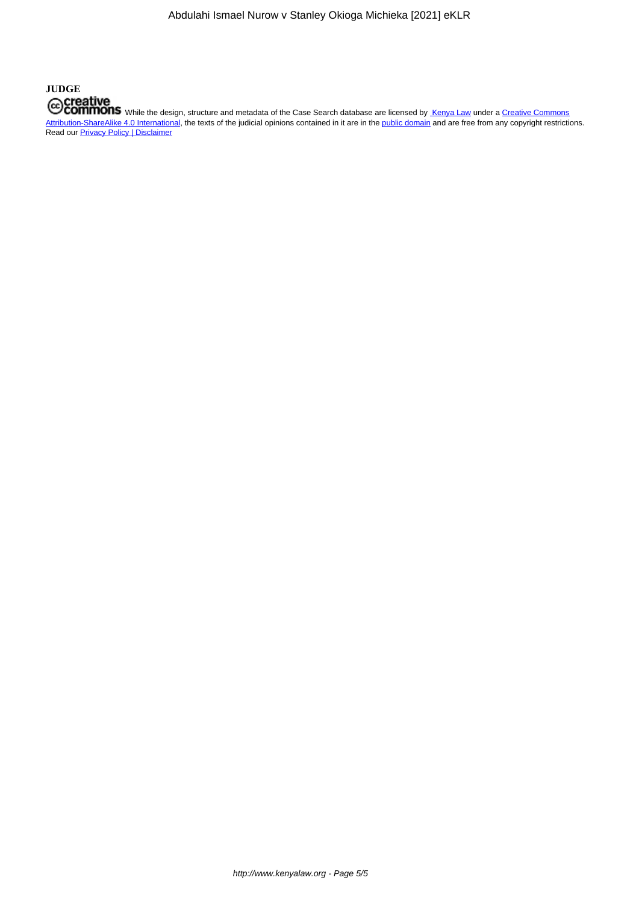**JUDGE**

creative commons While the design, structure and metadata of the Case Search database are licensed by Kenya Law under a Creative Commons Attribution-ShareAlike 4.0 International, the texts of the judicial opinions contained in it are in the public domain and are free from any copyright restrictions. Read our Privacy Policy | Disclaimer